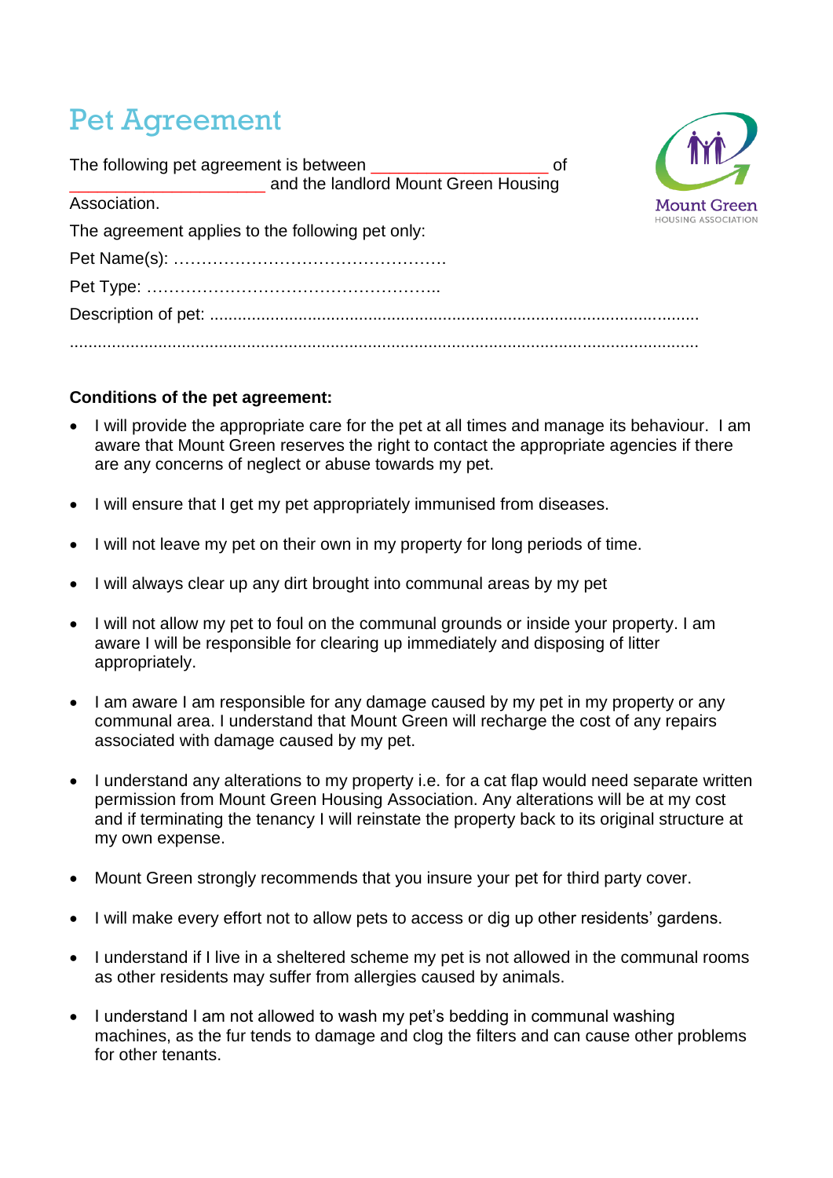# Pet Agreement

The following pet agreement is between ___________________ of ____________________ and the landlord Mount Green Housing Association.

The agreement applies to the following pet only:

Pet Name(s): ………………………………………….

Pet Type: …………………………………………..

Description of pet: ........................................................................................................

.........................................................................................................................................

**Conditions of the pet agreement:**

- I will provide the appropriate care for the pet at all times and manage its behaviour. I am aware that Mount Green reserves the right to contact the appropriate agencies if there are any concerns of neglect or abuse towards my pet.
- I will ensure that I get my pet appropriately immunised from diseases.
- I will not leave my pet on their own in my property for long periods of time.
- I will always clear up any dirt brought into communal areas by my pet
- I will not allow my pet to foul on the communal grounds or inside your property. I am aware I will be responsible for clearing up immediately and disposing of litter appropriately.
- I am aware I am responsible for any damage caused by my pet in my property or any communal area. I understand that Mount Green will recharge the cost of any repairs associated with damage caused by my pet.
- I understand any alterations to my property i.e. for a cat flap would need separate written permission from Mount Green Housing Association. Any alterations will be at my cost and if terminating the tenancy I will reinstate the property back to its original structure at my own expense.
- Mount Green strongly recommends that you insure your pet for third party cover.
- I will make every effort not to allow pets to access or dig up other residents' gardens.
- I understand if I live in a sheltered scheme my pet is not allowed in the communal rooms as other residents may suffer from allergies caused by animals.
- I understand I am not allowed to wash my pet's bedding in communal washing machines, as the fur tends to damage and clog the filters and can cause other problems for other tenants.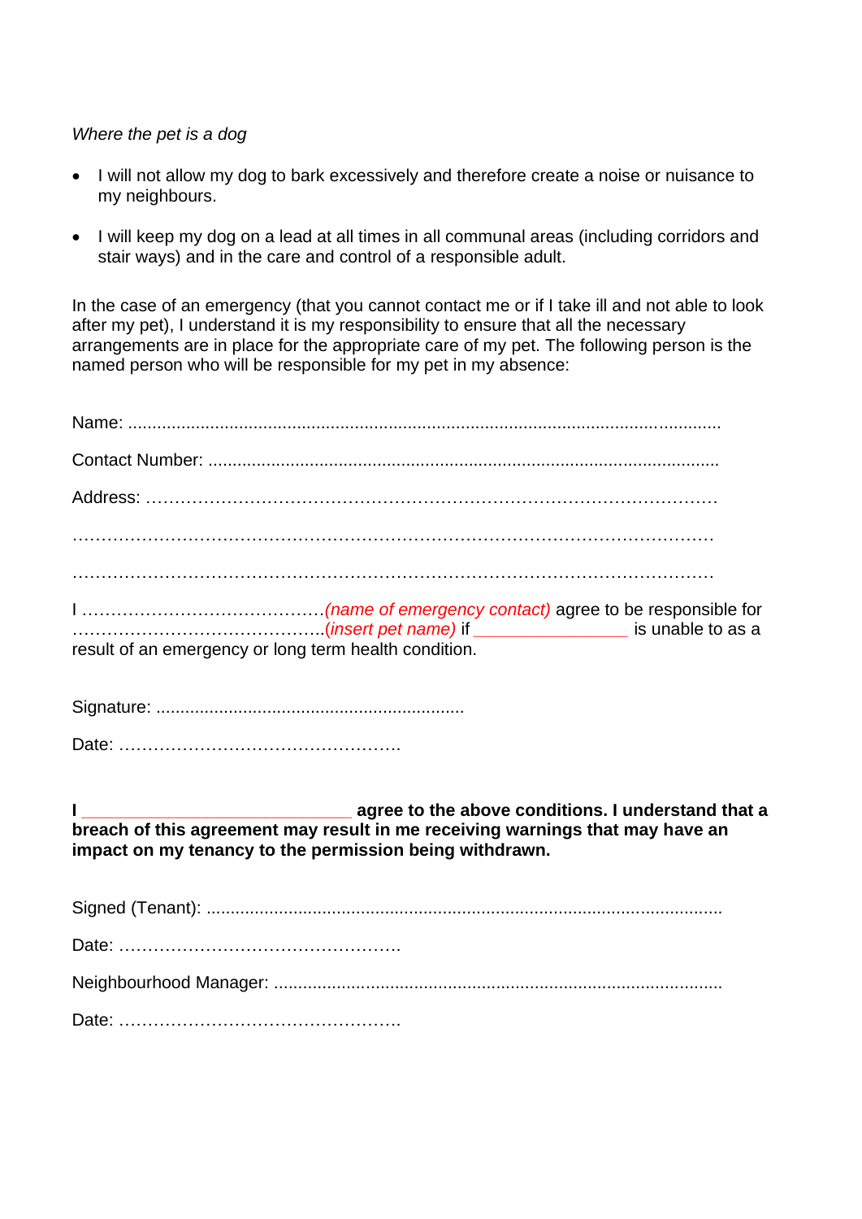*Where the pet is a dog*

- I will not allow my dog to bark excessively and therefore create a noise or nuisance to my neighbours.
- I will keep my dog on a lead at all times in all communal areas (including corridors and stair ways) and in the care and control of a responsible adult.

In the case of an emergency (that you cannot contact me or if I take ill and not able to look after my pet), I understand it is my responsibility to ensure that all the necessary arrangements are in place for the appropriate care of my pet. The following person is the named person who will be responsible for my pet in my absence:

Name: .......................................................................................................................

Contact Number: .......................................................................................................

Address: ……………………………………………………………………………………

……………………………………………………………………………………………….

……………………………………………………………………………………………….

I …………………………………….*(name of emergency contact)* agree to be responsible for …………………………………….*(insert pet name)* if ________________ is unable to as a result of an emergency or long term health condition.

Signature: ..............................................................

Date: ………………………………………….

**I ___________________________ agree to the above conditions. I understand that a breach of this agreement may result in me receiving warnings that may have an impact on my tenancy to the permission being withdrawn.**

Signed (Tenant): .......................................................................................................

Date: ………………………………………….

Neighbourhood Manager: ..........................................................................................

Date: ………………………………………….